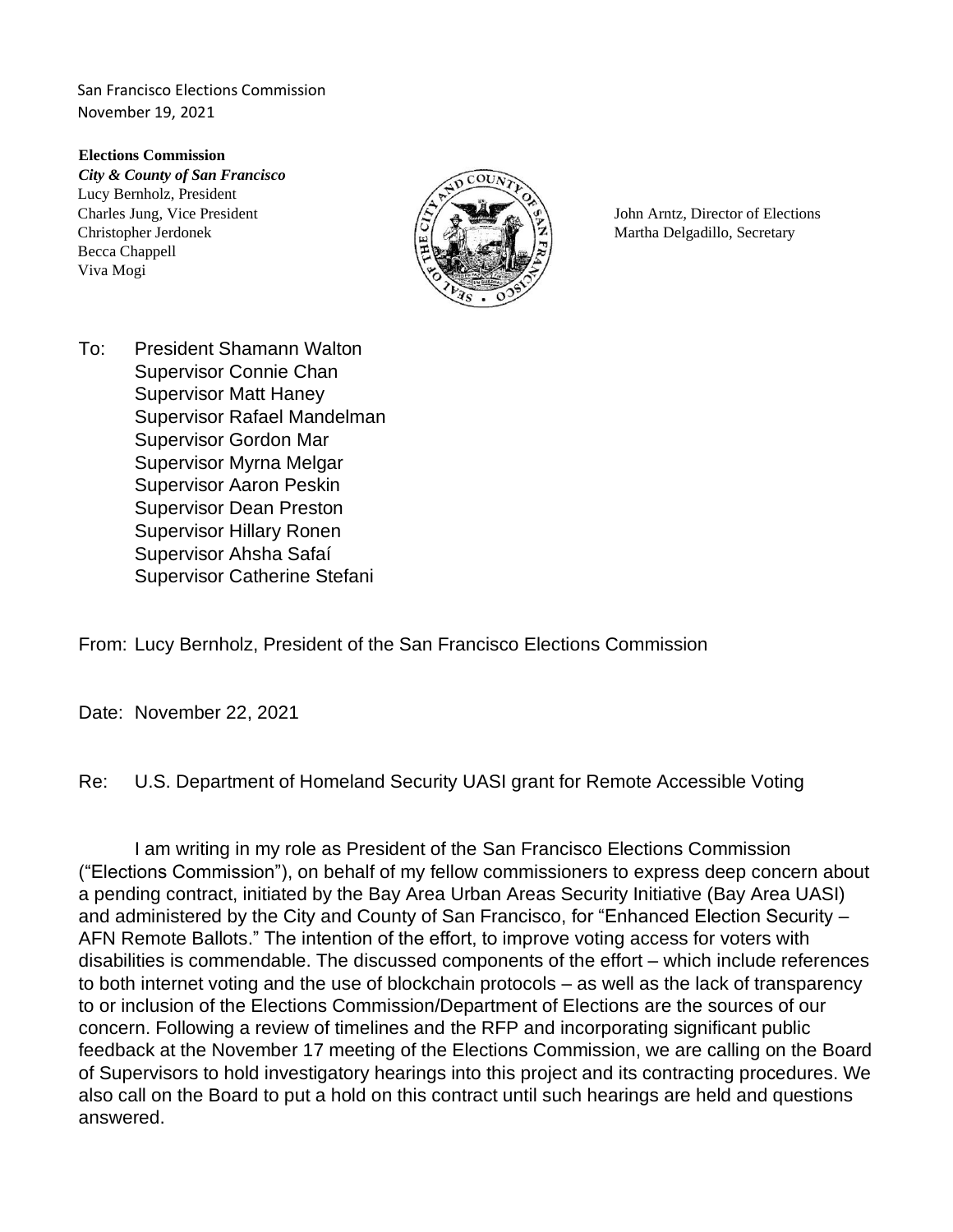San Francisco Elections Commission
November 19, 2021

**Elections Commission**
***City & County of San Francisco***
Lucy Bernholz, President
Charles Jung, Vice President
Christopher Jerdonek
Becca Chappell
Viva Mogi

John Arntz, Director of Elections
Martha Delgadillo, Secretary

To: President Shamann Walton
Supervisor Connie Chan
Supervisor Matt Haney
Supervisor Rafael Mandelman
Supervisor Gordon Mar
Supervisor Myrna Melgar
Supervisor Aaron Peskin
Supervisor Dean Preston
Supervisor Hillary Ronen
Supervisor Ahsha Safaí
Supervisor Catherine Stefani

From: Lucy Bernholz, President of the San Francisco Elections Commission

Date: November 22, 2021

Re: U.S. Department of Homeland Security UASI grant for Remote Accessible Voting

I am writing in my role as President of the San Francisco Elections Commission ("Elections Commission"), on behalf of my fellow commissioners to express deep concern about a pending contract, initiated by the Bay Area Urban Areas Security Initiative (Bay Area UASI) and administered by the City and County of San Francisco, for "Enhanced Election Security – AFN Remote Ballots." The intention of the effort, to improve voting access for voters with disabilities is commendable. The discussed components of the effort – which include references to both internet voting and the use of blockchain protocols – as well as the lack of transparency to or inclusion of the Elections Commission/Department of Elections are the sources of our concern. Following a review of timelines and the RFP and incorporating significant public feedback at the November 17 meeting of the Elections Commission, we are calling on the Board of Supervisors to hold investigatory hearings into this project and its contracting procedures. We also call on the Board to put a hold on this contract until such hearings are held and questions answered.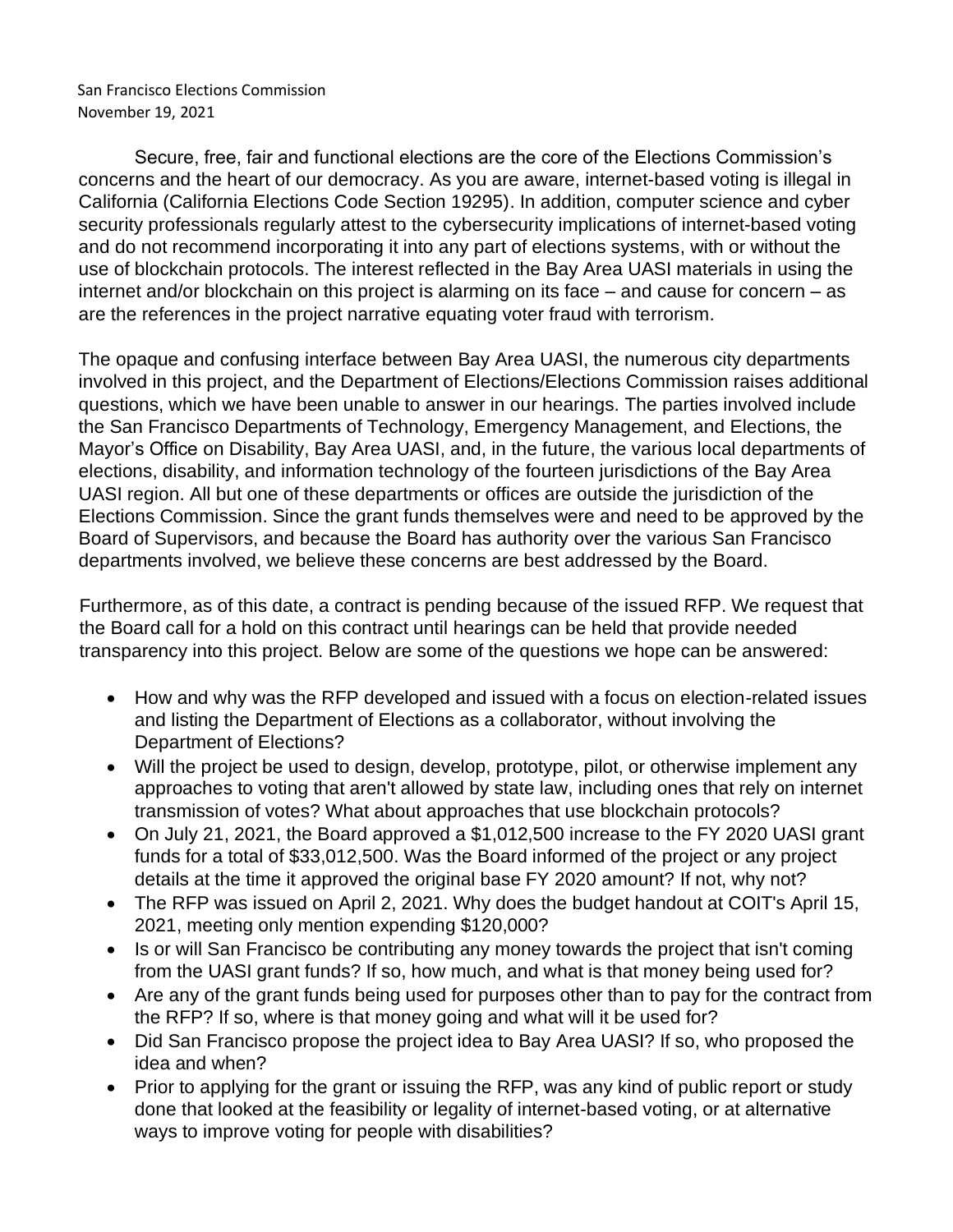San Francisco Elections Commission
November 19, 2021

Secure, free, fair and functional elections are the core of the Elections Commission's concerns and the heart of our democracy. As you are aware, internet-based voting is illegal in California (California Elections Code Section 19295). In addition, computer science and cyber security professionals regularly attest to the cybersecurity implications of internet-based voting and do not recommend incorporating it into any part of elections systems, with or without the use of blockchain protocols. The interest reflected in the Bay Area UASI materials in using the internet and/or blockchain on this project is alarming on its face – and cause for concern – as are the references in the project narrative equating voter fraud with terrorism.

The opaque and confusing interface between Bay Area UASI, the numerous city departments involved in this project, and the Department of Elections/Elections Commission raises additional questions, which we have been unable to answer in our hearings. The parties involved include the San Francisco Departments of Technology, Emergency Management, and Elections, the Mayor's Office on Disability, Bay Area UASI, and, in the future, the various local departments of elections, disability, and information technology of the fourteen jurisdictions of the Bay Area UASI region. All but one of these departments or offices are outside the jurisdiction of the Elections Commission. Since the grant funds themselves were and need to be approved by the Board of Supervisors, and because the Board has authority over the various San Francisco departments involved, we believe these concerns are best addressed by the Board.

Furthermore, as of this date, a contract is pending because of the issued RFP. We request that the Board call for a hold on this contract until hearings can be held that provide needed transparency into this project. Below are some of the questions we hope can be answered:

- How and why was the RFP developed and issued with a focus on election-related issues and listing the Department of Elections as a collaborator, without involving the Department of Elections?
- Will the project be used to design, develop, prototype, pilot, or otherwise implement any approaches to voting that aren't allowed by state law, including ones that rely on internet transmission of votes? What about approaches that use blockchain protocols?
- On July 21, 2021, the Board approved a $1,012,500 increase to the FY 2020 UASI grant funds for a total of $33,012,500. Was the Board informed of the project or any project details at the time it approved the original base FY 2020 amount? If not, why not?
- The RFP was issued on April 2, 2021. Why does the budget handout at COIT's April 15, 2021, meeting only mention expending $120,000?
- Is or will San Francisco be contributing any money towards the project that isn't coming from the UASI grant funds? If so, how much, and what is that money being used for?
- Are any of the grant funds being used for purposes other than to pay for the contract from the RFP? If so, where is that money going and what will it be used for?
- Did San Francisco propose the project idea to Bay Area UASI? If so, who proposed the idea and when?
- Prior to applying for the grant or issuing the RFP, was any kind of public report or study done that looked at the feasibility or legality of internet-based voting, or at alternative ways to improve voting for people with disabilities?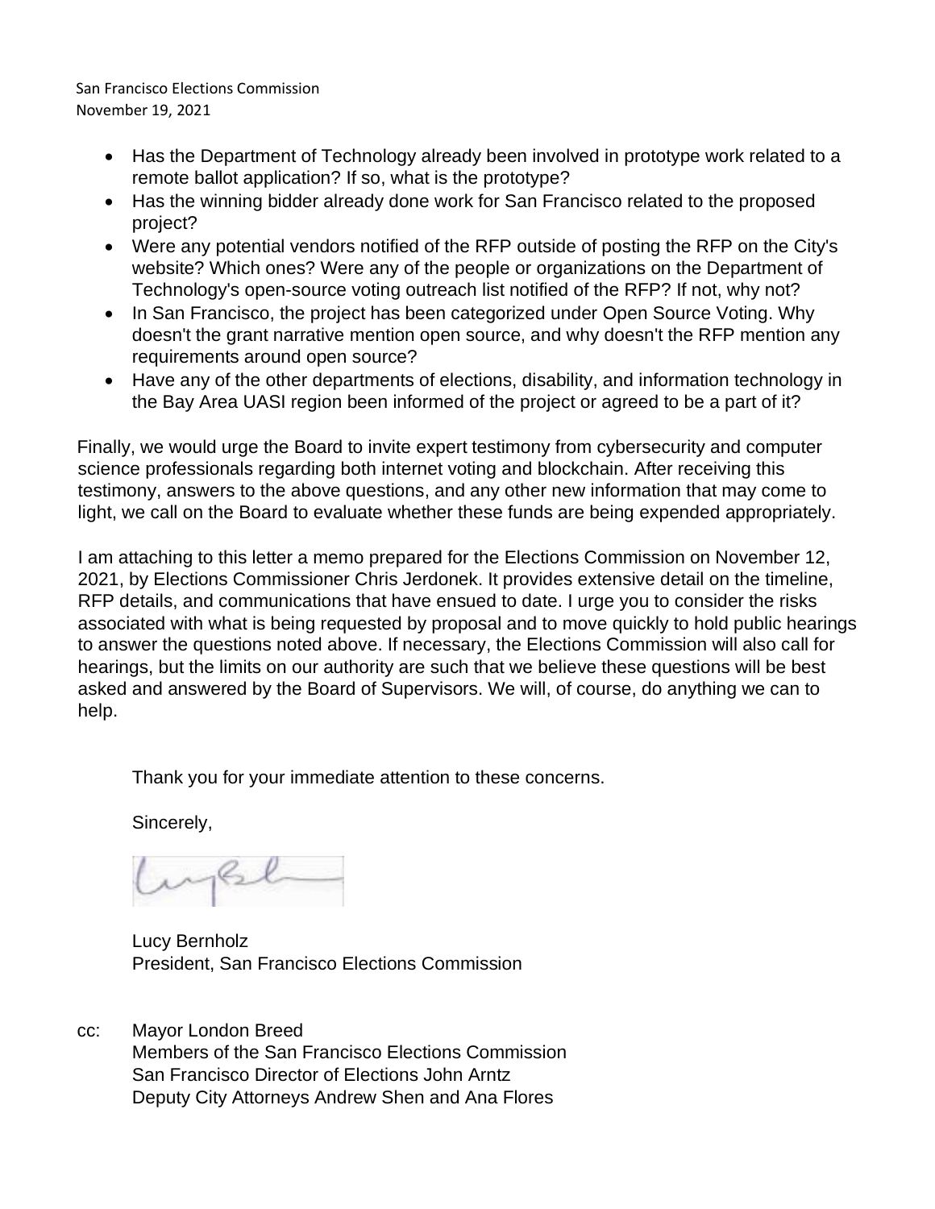- Has the Department of Technology already been involved in prototype work related to a remote ballot application? If so, what is the prototype?
- Has the winning bidder already done work for San Francisco related to the proposed project?
- Were any potential vendors notified of the RFP outside of posting the RFP on the City's website? Which ones? Were any of the people or organizations on the Department of Technology's open-source voting outreach list notified of the RFP? If not, why not?
- In San Francisco, the project has been categorized under Open Source Voting. Why doesn't the grant narrative mention open source, and why doesn't the RFP mention any requirements around open source?
- Have any of the other departments of elections, disability, and information technology in the Bay Area UASI region been informed of the project or agreed to be a part of it?

Finally, we would urge the Board to invite expert testimony from cybersecurity and computer science professionals regarding both internet voting and blockchain. After receiving this testimony, answers to the above questions, and any other new information that may come to light, we call on the Board to evaluate whether these funds are being expended appropriately.

I am attaching to this letter a memo prepared for the Elections Commission on November 12, 2021, by Elections Commissioner Chris Jerdonek. It provides extensive detail on the timeline, RFP details, and communications that have ensued to date. I urge you to consider the risks associated with what is being requested by proposal and to move quickly to hold public hearings to answer the questions noted above. If necessary, the Elections Commission will also call for hearings, but the limits on our authority are such that we believe these questions will be best asked and answered by the Board of Supervisors. We will, of course, do anything we can to help.

Thank you for your immediate attention to these concerns.

Sincerely,

Lucy Bernholz
President, San Francisco Elections Commission

cc: Mayor London Breed
Members of the San Francisco Elections Commission
San Francisco Director of Elections John Arntz
Deputy City Attorneys Andrew Shen and Ana Flores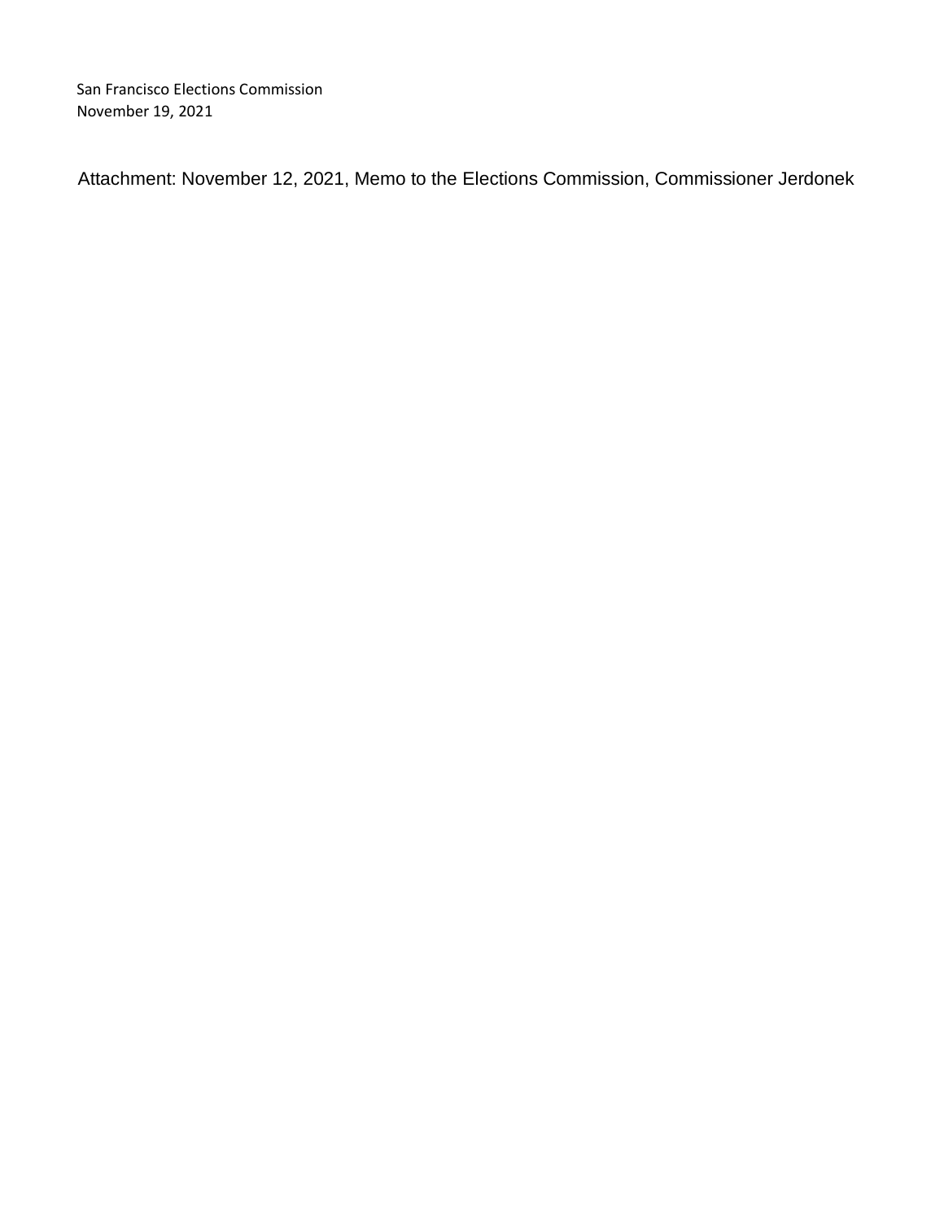San Francisco Elections Commission
November 19, 2021

Attachment: November 12, 2021, Memo to the Elections Commission, Commissioner Jerdonek